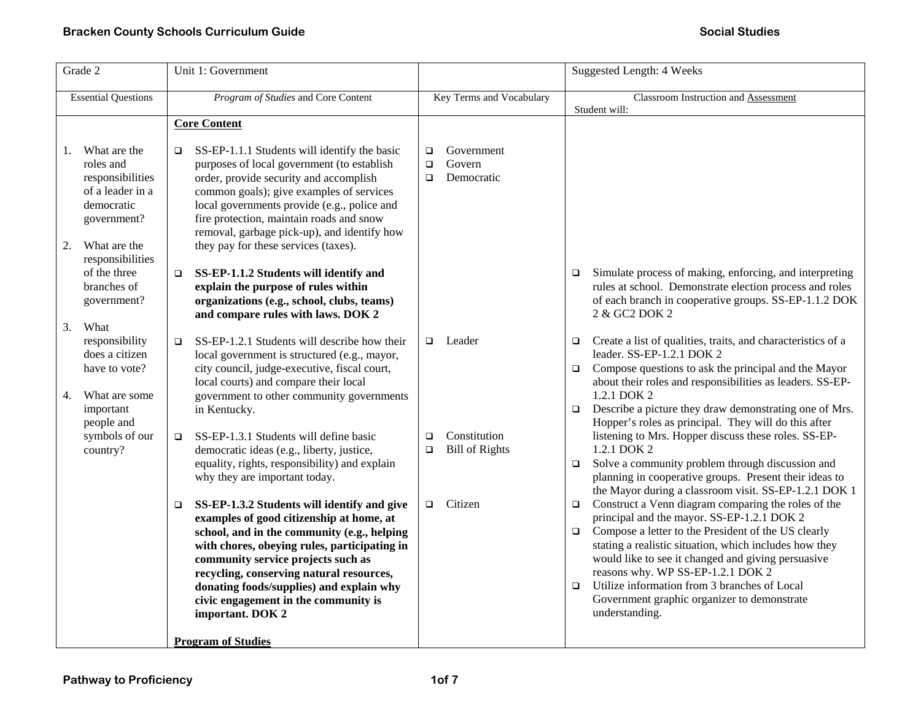| Grade 2 | Unit 1: Government | | Suggested Length: 4 Weeks |
|---|---|---|---|
| Essential Questions | *Program of Studies* and Core Content | Key Terms and Vocabulary | Classroom Instruction and Assessment<br>Student will: |
| 1. What are the roles and responsibilities of a leader in a democratic government?<br><br>2. What are the responsibilities of the three branches of government?<br><br>3. What responsibility does a citizen have to vote?<br><br>4. What are some important people and symbols of our country? | **Core Content**<br><br>❑ SS-EP-1.1.1 Students will identify the basic purposes of local government (to establish order, provide security and accomplish common goals); give examples of services local governments provide (e.g., police and fire protection, maintain roads and snow removal, garbage pick-up), and identify how they pay for these services (taxes).<br><br>❑ **SS-EP-1.1.2 Students will identify and explain the purpose of rules within organizations (e.g., school, clubs, teams) and compare rules with laws. DOK 2**<br><br>❑ SS-EP-1.2.1 Students will describe how their local government is structured (e.g., mayor, city council, judge-executive, fiscal court, local courts) and compare their local government to other community governments in Kentucky.<br><br>❑ SS-EP-1.3.1 Students will define basic democratic ideas (e.g., liberty, justice, equality, rights, responsibility) and explain why they are important today.<br><br>❑ **SS-EP-1.3.2 Students will identify and give examples of good citizenship at home, at school, and in the community (e.g., helping with chores, obeying rules, participating in community service projects such as recycling, conserving natural resources, donating foods/supplies) and explain why civic engagement in the community is important. DOK 2**<br><br>**Program of Studies** | ❑ Government<br>❑ Govern<br>❑ Democratic<br><br>❑ Leader<br><br>❑ Constitution<br>❑ Bill of Rights<br><br>❑ Citizen | ❑ Simulate process of making, enforcing, and interpreting rules at school. Demonstrate election process and roles of each branch in cooperative groups. SS-EP-1.1.2 DOK 2 & GC2 DOK 2<br><br>❑ Create a list of qualities, traits, and characteristics of a leader. SS-EP-1.2.1 DOK 2<br>❑ Compose questions to ask the principal and the Mayor about their roles and responsibilities as leaders. SS-EP-1.2.1 DOK 2<br>❑ Describe a picture they draw demonstrating one of Mrs. Hopper's roles as principal. They will do this after listening to Mrs. Hopper discuss these roles. SS-EP-1.2.1 DOK 2<br>❑ Solve a community problem through discussion and planning in cooperative groups. Present their ideas to the Mayor during a classroom visit. SS-EP-1.2.1 DOK 1<br>❑ Construct a Venn diagram comparing the roles of the principal and the mayor. SS-EP-1.2.1 DOK 2<br>❑ Compose a letter to the President of the US clearly stating a realistic situation, which includes how they would like to see it changed and giving persuasive reasons why. WP SS-EP-1.2.1 DOK 2<br>❑ Utilize information from 3 branches of Local Government graphic organizer to demonstrate understanding. |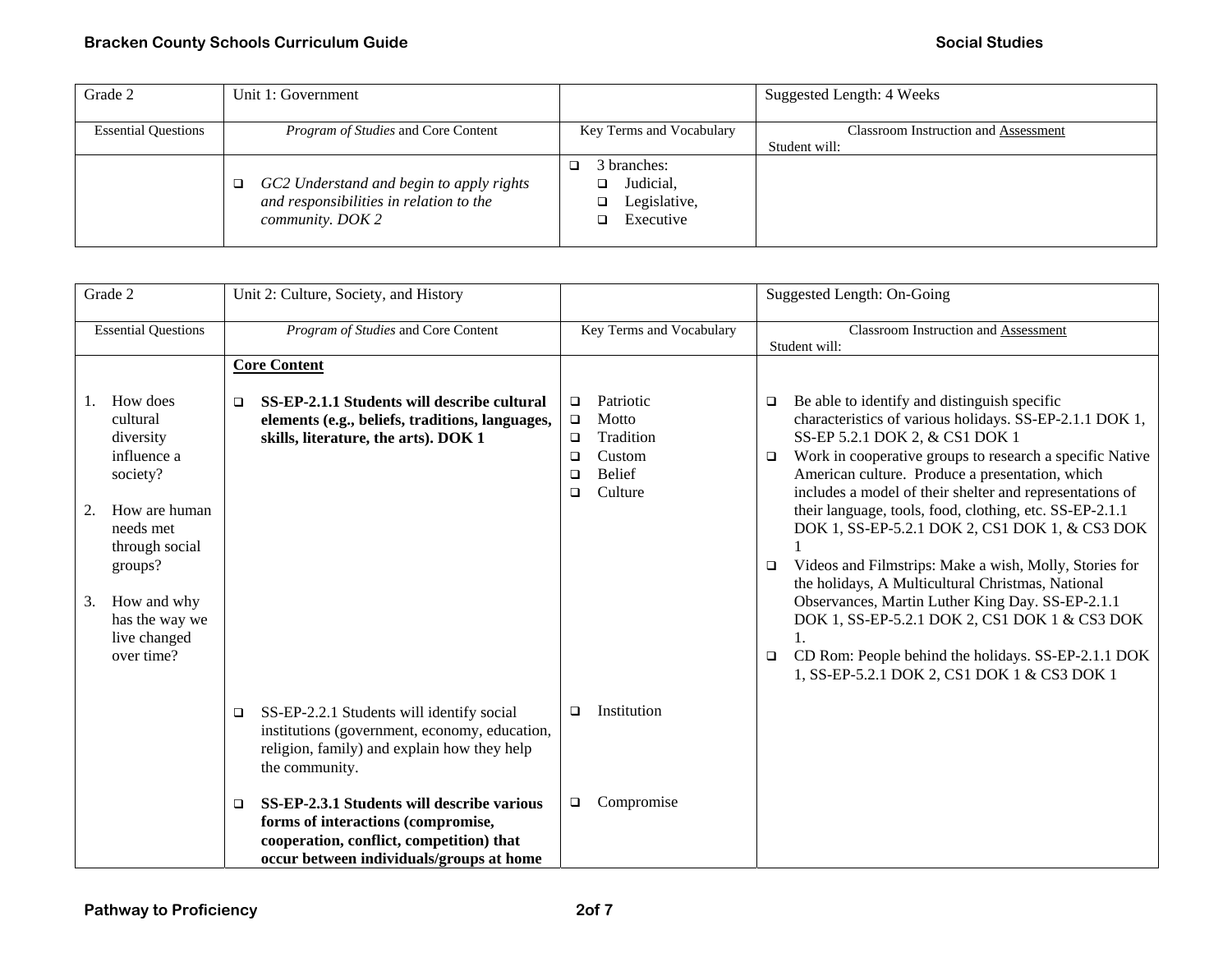| Grade 2 | Unit 1: Government | | Suggested Length: 4 Weeks |
|---|---|---|---|
| Essential Questions | *Program of Studies* and Core Content | Key Terms and Vocabulary | Classroom Instruction and Assessment<br>Student will: |
| | ❑ *GC2 Understand and begin to apply rights and responsibilities in relation to the community. DOK 2* | ❑ 3 branches:<br>❑ Judicial,<br>❑ Legislative,<br>❑ Executive | |

| Grade 2 | Unit 2: Culture, Society, and History | | Suggested Length: On-Going |
|---|---|---|---|
| Essential Questions | *Program of Studies* and Core Content | Key Terms and Vocabulary | Classroom Instruction and Assessment<br>Student will: |
| 1. How does cultural diversity influence a society?<br><br>2. How are human needs met through social groups?<br><br>3. How and why has the way we live changed over time? | **Core Content**<br><br>❑ **SS-EP-2.1.1 Students will describe cultural elements (e.g., beliefs, traditions, languages, skills, literature, the arts). DOK 1** | ❑ Patriotic<br>❑ Motto<br>❑ Tradition<br>❑ Custom<br>❑ Belief<br>❑ Culture | ❑ Be able to identify and distinguish specific characteristics of various holidays. SS-EP-2.1.1 DOK 1, SS-EP 5.2.1 DOK 2, & CS1 DOK 1<br>❑ Work in cooperative groups to research a specific Native American culture. Produce a presentation, which includes a model of their shelter and representations of their language, tools, food, clothing, etc. SS-EP-2.1.1 DOK 1, SS-EP-5.2.1 DOK 2, CS1 DOK 1, & CS3 DOK 1<br>❑ Videos and Filmstrips: Make a wish, Molly, Stories for the holidays, A Multicultural Christmas, National Observances, Martin Luther King Day. SS-EP-2.1.1 DOK 1, SS-EP-5.2.1 DOK 2, CS1 DOK 1 & CS3 DOK 1.<br>❑ CD Rom: People behind the holidays. SS-EP-2.1.1 DOK 1, SS-EP-5.2.1 DOK 2, CS1 DOK 1 & CS3 DOK 1 |
| | ❑ SS-EP-2.2.1 Students will identify social institutions (government, economy, education, religion, family) and explain how they help the community. | ❑ Institution | |
| | ❑ **SS-EP-2.3.1 Students will describe various forms of interactions (compromise, cooperation, conflict, competition) that occur between individuals/groups at home** | ❑ Compromise | |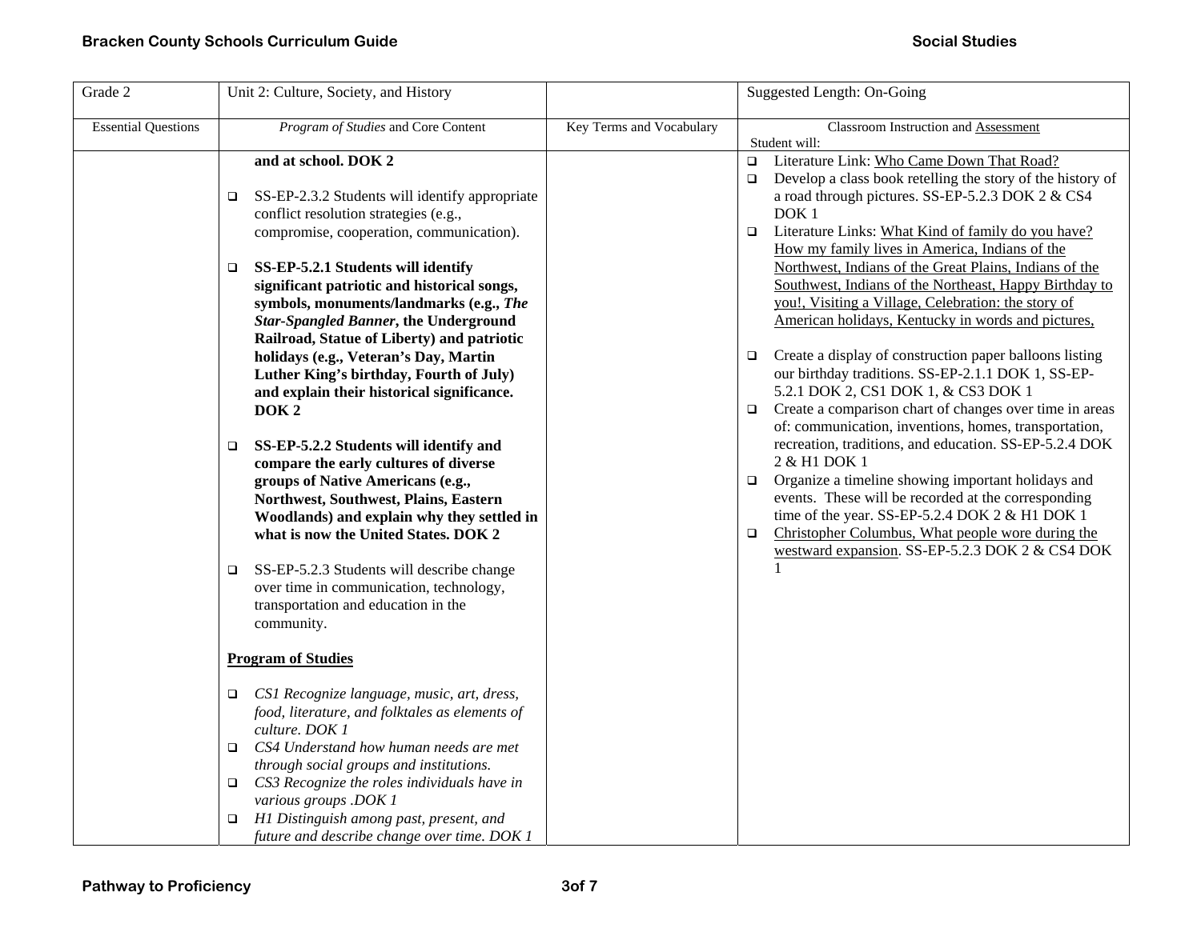| Grade 2 | Unit 2: Culture, Society, and History | | Suggested Length: On-Going |
|---|---|---|---|
| Essential Questions | *Program of Studies* and Core Content | Key Terms and Vocabulary | Classroom Instruction and Assessment<br>Student will: |
| | **and at school. DOK 2**<br><br>❑ SS-EP-2.3.2 Students will identify appropriate conflict resolution strategies (e.g., compromise, cooperation, communication).<br><br>❑ **SS-EP-5.2.1 Students will identify significant patriotic and historical songs, symbols, monuments/landmarks (e.g., *The Star-Spangled Banner*, the Underground Railroad, Statue of Liberty) and patriotic holidays (e.g., Veteran's Day, Martin Luther King's birthday, Fourth of July) and explain their historical significance. DOK 2**<br><br>❑ **SS-EP-5.2.2 Students will identify and compare the early cultures of diverse groups of Native Americans (e.g., Northwest, Southwest, Plains, Eastern Woodlands) and explain why they settled in what is now the United States. DOK 2**<br><br>❑ SS-EP-5.2.3 Students will describe change over time in communication, technology, transportation and education in the community.<br><br>**Program of Studies**<br><br>❑ *CS1 Recognize language, music, art, dress, food, literature, and folktales as elements of culture. DOK 1*<br>❑ *CS4 Understand how human needs are met through social groups and institutions.*<br>❑ *CS3 Recognize the roles individuals have in various groups .DOK 1*<br>❑ *H1 Distinguish among past, present, and future and describe change over time. DOK 1* | | ❑ Literature Link: Who Came Down That Road?<br>❑ Develop a class book retelling the story of the history of a road through pictures. SS-EP-5.2.3 DOK 2 & CS4 DOK 1<br>❑ Literature Links: What Kind of family do you have? How my family lives in America, Indians of the Northwest, Indians of the Great Plains, Indians of the Southwest, Indians of the Northeast, Happy Birthday to you!, Visiting a Village, Celebration: the story of American holidays, Kentucky in words and pictures,<br><br>❑ Create a display of construction paper balloons listing our birthday traditions. SS-EP-2.1.1 DOK 1, SS-EP-5.2.1 DOK 2, CS1 DOK 1, & CS3 DOK 1<br>❑ Create a comparison chart of changes over time in areas of: communication, inventions, homes, transportation, recreation, traditions, and education. SS-EP-5.2.4 DOK 2 & H1 DOK 1<br>❑ Organize a timeline showing important holidays and events. These will be recorded at the corresponding time of the year. SS-EP-5.2.4 DOK 2 & H1 DOK 1<br>❑ Christopher Columbus, What people wore during the westward expansion. SS-EP-5.2.3 DOK 2 & CS4 DOK 1 |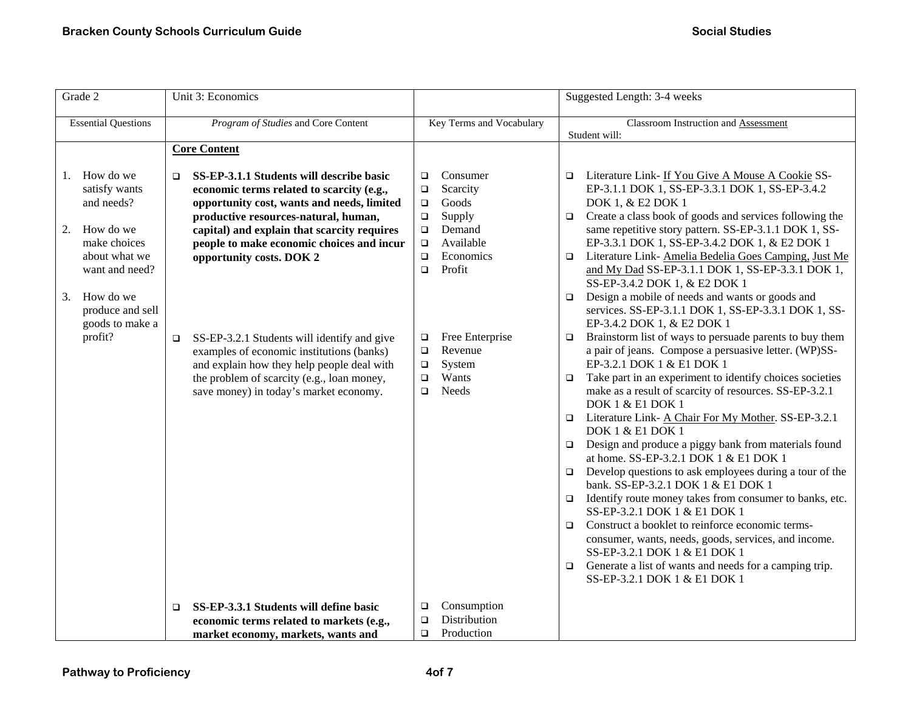| Grade 2 | Unit 3: Economics | | Suggested Length: 3-4 weeks |
|---|---|---|---|
| Essential Questions | *Program of Studies* and Core Content | Key Terms and Vocabulary | Classroom Instruction and Assessment<br>Student will: |
| 1. How do we satisfy wants and needs?<br><br>2. How do we make choices about what we want and need?<br><br>3. How do we produce and sell goods to make a profit? | **Core Content**<br><br>❑ **SS-EP-3.1.1 Students will describe basic economic terms related to scarcity (e.g., opportunity cost, wants and needs, limited productive resources-natural, human, capital) and explain that scarcity requires people to make economic choices and incur opportunity costs. DOK 2** | ❑ Consumer<br>❑ Scarcity<br>❑ Goods<br>❑ Supply<br>❑ Demand<br>❑ Available<br>❑ Economics<br>❑ Profit | ❑ Literature Link- If You Give A Mouse A Cookie SS-EP-3.1.1 DOK 1, SS-EP-3.3.1 DOK 1, SS-EP-3.4.2 DOK 1, & E2 DOK 1<br>❑ Create a class book of goods and services following the same repetitive story pattern. SS-EP-3.1.1 DOK 1, SS-EP-3.3.1 DOK 1, SS-EP-3.4.2 DOK 1, & E2 DOK 1<br>❑ Literature Link- Amelia Bedelia Goes Camping, Just Me and My Dad SS-EP-3.1.1 DOK 1, SS-EP-3.3.1 DOK 1, SS-EP-3.4.2 DOK 1, & E2 DOK 1<br>❑ Design a mobile of needs and wants or goods and services. SS-EP-3.1.1 DOK 1, SS-EP-3.3.1 DOK 1, SS-EP-3.4.2 DOK 1, & E2 DOK 1 |
| | ❑ SS-EP-3.2.1 Students will identify and give examples of economic institutions (banks) and explain how they help people deal with the problem of scarcity (e.g., loan money, save money) in today's market economy. | ❑ Free Enterprise<br>❑ Revenue<br>❑ System<br>❑ Wants<br>❑ Needs | ❑ Brainstorm list of ways to persuade parents to buy them a pair of jeans. Compose a persuasive letter. (WP)SS-EP-3.2.1 DOK 1 & E1 DOK 1<br>❑ Take part in an experiment to identify choices societies make as a result of scarcity of resources. SS-EP-3.2.1 DOK 1 & E1 DOK 1<br>❑ Literature Link- A Chair For My Mother. SS-EP-3.2.1 DOK 1 & E1 DOK 1<br>❑ Design and produce a piggy bank from materials found at home. SS-EP-3.2.1 DOK 1 & E1 DOK 1<br>❑ Develop questions to ask employees during a tour of the bank. SS-EP-3.2.1 DOK 1 & E1 DOK 1<br>❑ Identify route money takes from consumer to banks, etc. SS-EP-3.2.1 DOK 1 & E1 DOK 1<br>❑ Construct a booklet to reinforce economic terms- consumer, wants, needs, goods, services, and income. SS-EP-3.2.1 DOK 1 & E1 DOK 1<br>❑ Generate a list of wants and needs for a camping trip. SS-EP-3.2.1 DOK 1 & E1 DOK 1 |
| | ❑ **SS-EP-3.3.1 Students will define basic economic terms related to markets (e.g., market economy, markets, wants and** | ❑ Consumption<br>❑ Distribution<br>❑ Production | |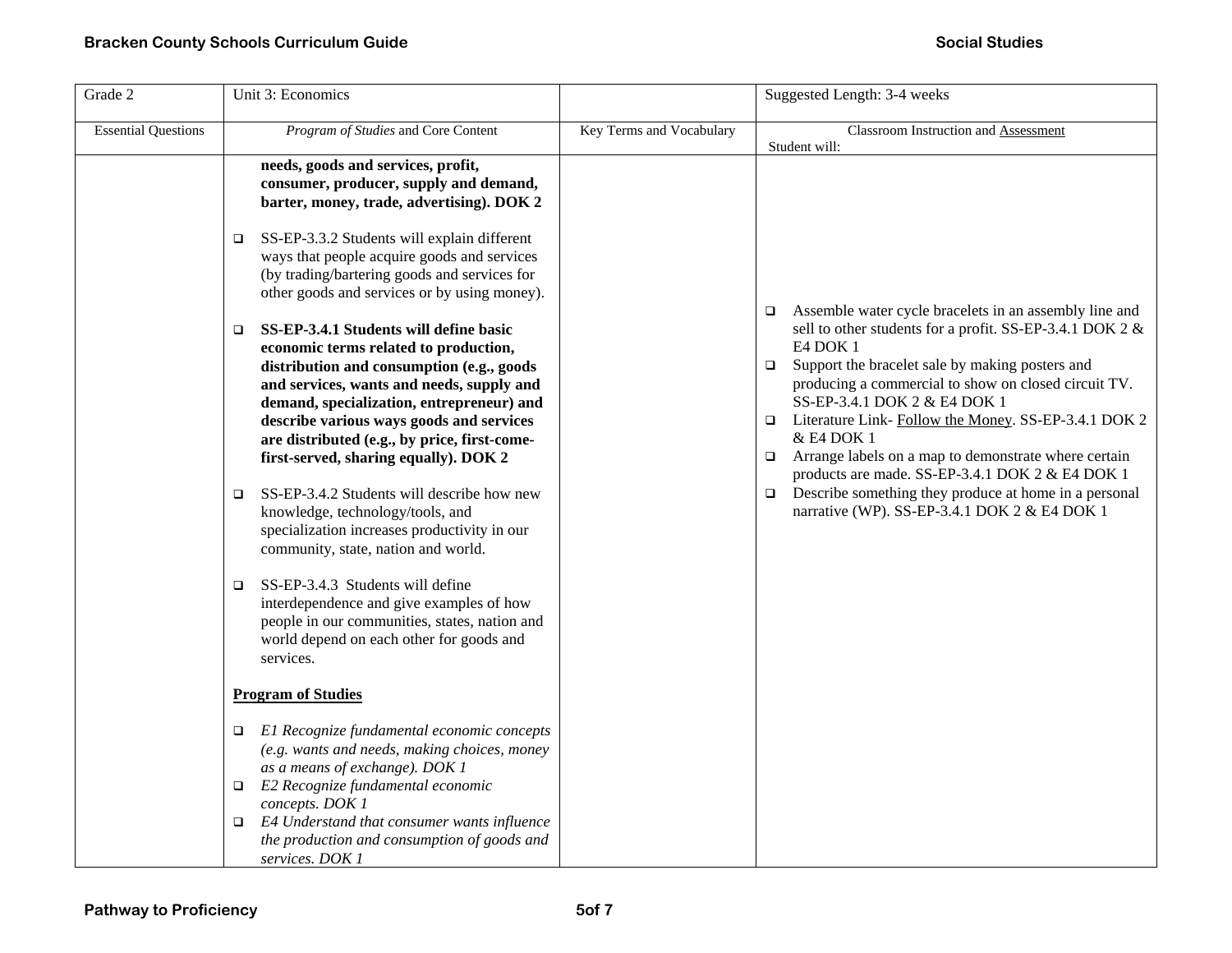| Grade 2 | Unit 3: Economics | | Suggested Length: 3-4 weeks |
|---|---|---|---|
| Essential Questions | *Program of Studies* and Core Content | Key Terms and Vocabulary | Classroom Instruction and Assessment<br>Student will: |
| | **needs, goods and services, profit, consumer, producer, supply and demand, barter, money, trade, advertising). DOK 2**<br><br>❑ SS-EP-3.3.2 Students will explain different ways that people acquire goods and services (by trading/bartering goods and services for other goods and services or by using money).<br><br>❑ **SS-EP-3.4.1 Students will define basic economic terms related to production, distribution and consumption (e.g., goods and services, wants and needs, supply and demand, specialization, entrepreneur) and describe various ways goods and services are distributed (e.g., by price, first-come-first-served, sharing equally). DOK 2**<br><br>❑ SS-EP-3.4.2 Students will describe how new knowledge, technology/tools, and specialization increases productivity in our community, state, nation and world.<br><br>❑ SS-EP-3.4.3 Students will define interdependence and give examples of how people in our communities, states, nation and world depend on each other for goods and services.<br><br>**Program of Studies**<br><br>❑ *E1 Recognize fundamental economic concepts (e.g. wants and needs, making choices, money as a means of exchange). DOK 1*<br>❑ *E2 Recognize fundamental economic concepts. DOK 1*<br>❑ *E4 Understand that consumer wants influence the production and consumption of goods and services. DOK 1* | | ❑ Assemble water cycle bracelets in an assembly line and sell to other students for a profit. SS-EP-3.4.1 DOK 2 & E4 DOK 1<br>❑ Support the bracelet sale by making posters and producing a commercial to show on closed circuit TV. SS-EP-3.4.1 DOK 2 & E4 DOK 1<br>❑ Literature Link- Follow the Money. SS-EP-3.4.1 DOK 2 & E4 DOK 1<br>❑ Arrange labels on a map to demonstrate where certain products are made. SS-EP-3.4.1 DOK 2 & E4 DOK 1<br>❑ Describe something they produce at home in a personal narrative (WP). SS-EP-3.4.1 DOK 2 & E4 DOK 1 |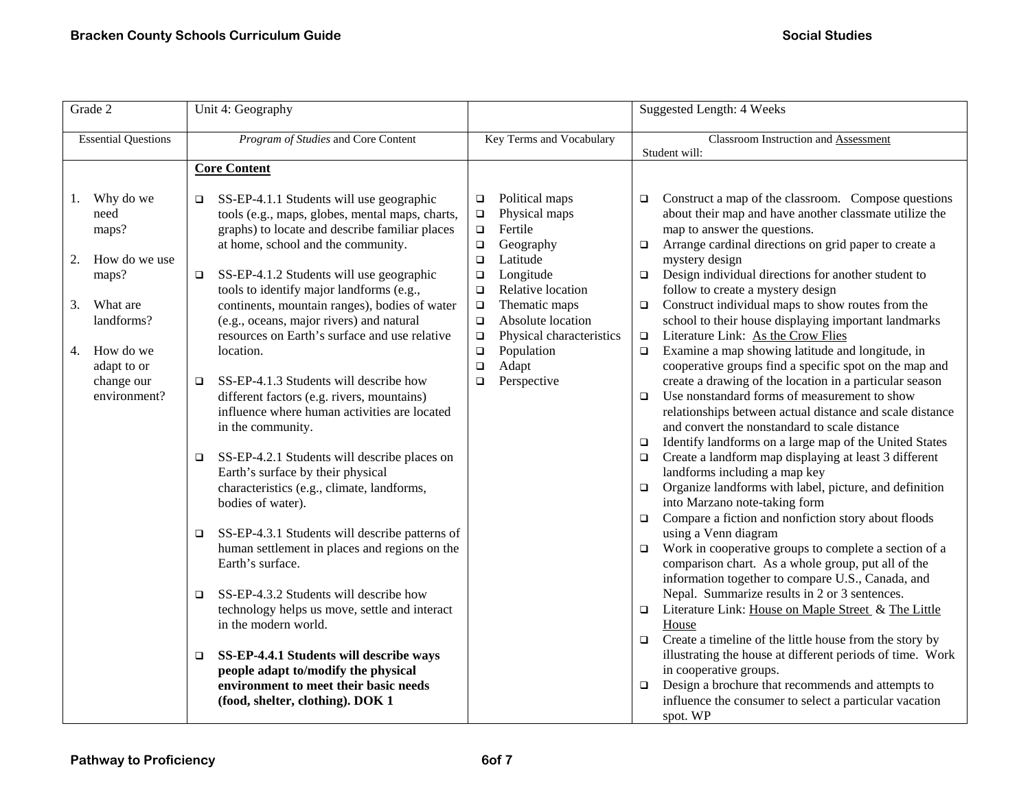| Grade 2 | Unit 4: Geography | | Suggested Length: 4 Weeks |
|---|---|---|---|
| Essential Questions | *Program of Studies* and Core Content | Key Terms and Vocabulary | Classroom Instruction and <u>Assessment</u><br>Student will: |
| 1. Why do we need maps?<br><br>2. How do we use maps?<br><br>3. What are landforms?<br><br>4. How do we adapt to or change our environment? | **<u>Core Content</u>**<br><br>❑ SS-EP-4.1.1 Students will use geographic tools (e.g., maps, globes, mental maps, charts, graphs) to locate and describe familiar places at home, school and the community.<br><br>❑ SS-EP-4.1.2 Students will use geographic tools to identify major landforms (e.g., continents, mountain ranges), bodies of water (e.g., oceans, major rivers) and natural resources on Earth's surface and use relative location.<br><br>❑ SS-EP-4.1.3 Students will describe how different factors (e.g. rivers, mountains) influence where human activities are located in the community.<br><br>❑ SS-EP-4.2.1 Students will describe places on Earth's surface by their physical characteristics (e.g., climate, landforms, bodies of water).<br><br>❑ SS-EP-4.3.1 Students will describe patterns of human settlement in places and regions on the Earth's surface.<br><br>❑ SS-EP-4.3.2 Students will describe how technology helps us move, settle and interact in the modern world.<br><br>❑ **SS-EP-4.4.1 Students will describe ways people adapt to/modify the physical environment to meet their basic needs (food, shelter, clothing). DOK 1** | ❑ Political maps<br>❑ Physical maps<br>❑ Fertile<br>❑ Geography<br>❑ Latitude<br>❑ Longitude<br>❑ Relative location<br>❑ Thematic maps<br>❑ Absolute location<br>❑ Physical characteristics<br>❑ Population<br>❑ Adapt<br>❑ Perspective | ❑ Construct a map of the classroom. Compose questions about their map and have another classmate utilize the map to answer the questions.<br>❑ Arrange cardinal directions on grid paper to create a mystery design<br>❑ Design individual directions for another student to follow to create a mystery design<br>❑ Construct individual maps to show routes from the school to their house displaying important landmarks<br>❑ Literature Link: <u>As the Crow Flies</u><br>❑ Examine a map showing latitude and longitude, in cooperative groups find a specific spot on the map and create a drawing of the location in a particular season<br>❑ Use nonstandard forms of measurement to show relationships between actual distance and scale distance and convert the nonstandard to scale distance<br>❑ Identify landforms on a large map of the United States<br>❑ Create a landform map displaying at least 3 different landforms including a map key<br>❑ Organize landforms with label, picture, and definition into Marzano note-taking form<br>❑ Compare a fiction and nonfiction story about floods using a Venn diagram<br>❑ Work in cooperative groups to complete a section of a comparison chart. As a whole group, put all of the information together to compare U.S., Canada, and Nepal. Summarize results in 2 or 3 sentences.<br>❑ Literature Link: <u>House on Maple Street</u> & <u>The Little House</u><br>❑ Create a timeline of the little house from the story by illustrating the house at different periods of time. Work in cooperative groups.<br>❑ Design a brochure that recommends and attempts to influence the consumer to select a particular vacation spot. WP |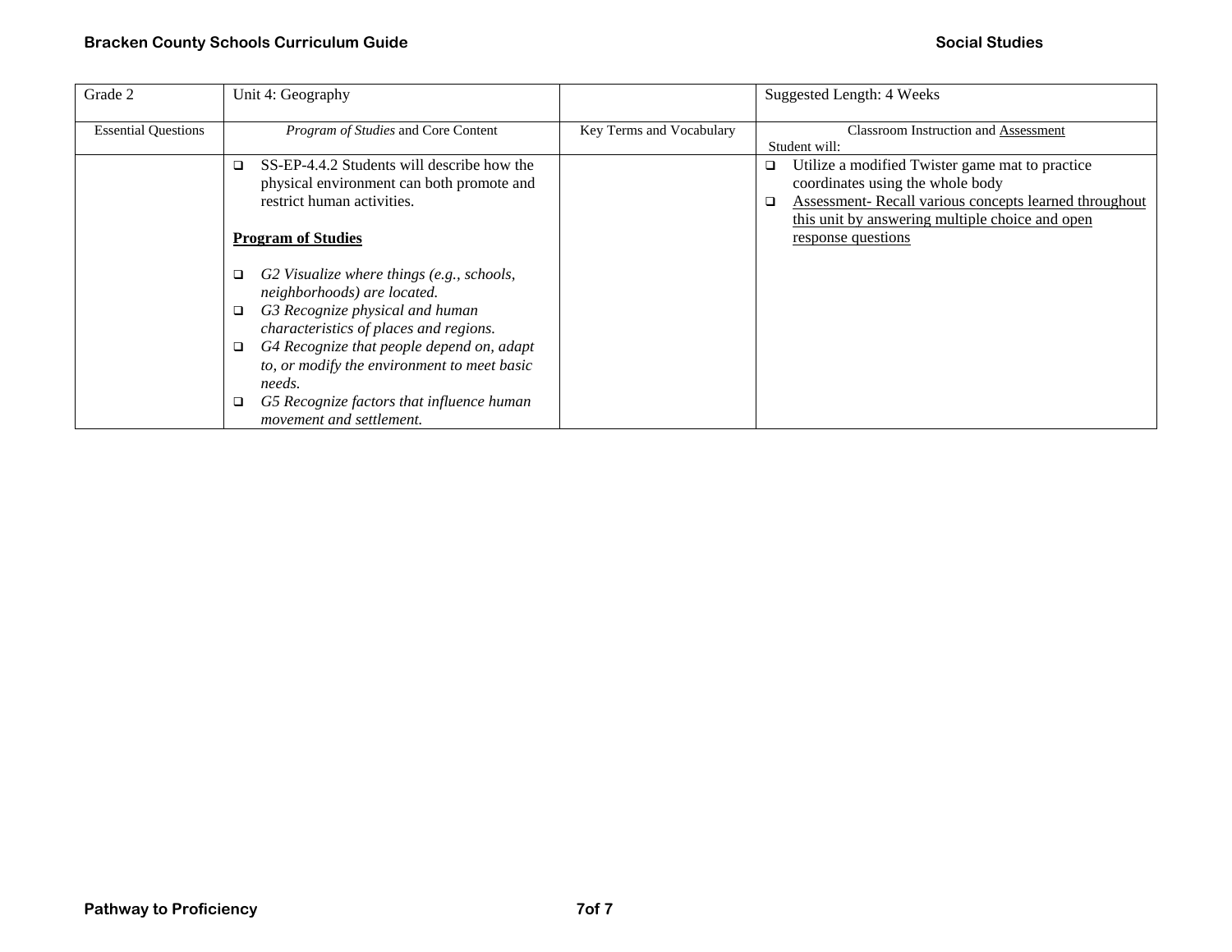| Grade 2 | Unit 4: Geography | | Suggested Length: 4 Weeks |
|---|---|---|---|
| Essential Questions | *Program of Studies* and Core Content | Key Terms and Vocabulary | Classroom Instruction and <u>Assessment</u><br>Student will: |
| | ❑ SS-EP-4.4.2 Students will describe how the physical environment can both promote and restrict human activities.<br><br>**<u>Program of Studies</u>**<br><br>❑ *G2 Visualize where things (e.g., schools, neighborhoods) are located.*<br>❑ *G3 Recognize physical and human characteristics of places and regions.*<br>❑ *G4 Recognize that people depend on, adapt to, or modify the environment to meet basic needs.*<br>❑ *G5 Recognize factors that influence human movement and settlement.* | | ❑ Utilize a modified Twister game mat to practice coordinates using the whole body<br>❑ <u>Assessment- Recall various concepts learned throughout this unit by answering multiple choice and open response questions</u> |